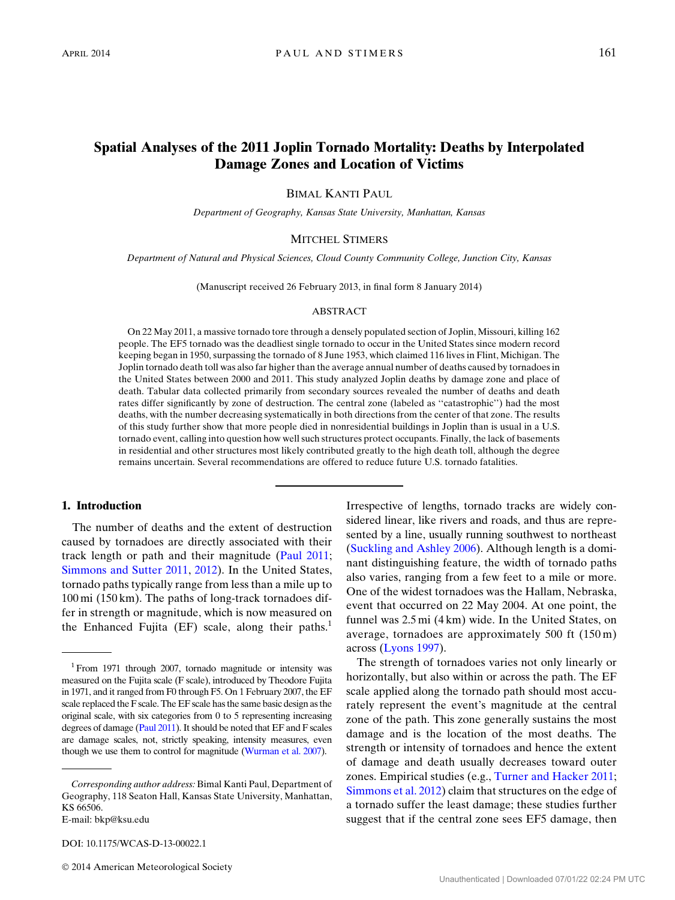# Spatial Analyses of the 2011 Joplin Tornado Mortality: Deaths by Interpolated Damage Zones and Location of Victims

BIMAL KANTI PAUL

*Department of Geography, Kansas State University, Manhattan, Kansas*

MITCHEL STIMERS

*Department of Natural and Physical Sciences, Cloud County Community College, Junction City, Kansas*

(Manuscript received 26 February 2013, in final form 8 January 2014)

## ABSTRACT

On 22 May 2011, a massive tornado tore through a densely populated section of Joplin, Missouri, killing 162 people. The EF5 tornado was the deadliest single tornado to occur in the United States since modern record keeping began in 1950, surpassing the tornado of 8 June 1953, which claimed 116 lives in Flint, Michigan. The Joplin tornado death toll was also far higher than the average annual number of deaths caused by tornadoes in the United States between 2000 and 2011. This study analyzed Joplin deaths by damage zone and place of death. Tabular data collected primarily from secondary sources revealed the number of deaths and death rates differ significantly by zone of destruction. The central zone (labeled as ''catastrophic'') had the most deaths, with the number decreasing systematically in both directions from the center of that zone. The results of this study further show that more people died in nonresidential buildings in Joplin than is usual in a U.S. tornado event, calling into question how well such structures protect occupants. Finally, the lack of basements in residential and other structures most likely contributed greatly to the high death toll, although the degree remains uncertain. Several recommendations are offered to reduce future U.S. tornado fatalities.

## 1. Introduction

The number of deaths and the extent of destruction caused by tornadoes are directly associated with their track length or path and their magnitude (Paul 2011; Simmons and Sutter 2011, 2012). In the United States, tornado paths typically range from less than a mile up to 100 mi (150 km). The paths of long-track tornadoes differ in strength or magnitude, which is now measured on the Enhanced Fujita (EF) scale, along their paths.[1] Irrespective of lengths, tornado tracks are widely considered linear, like rivers and roads, and thus are represented by a line, usually running southwest to northeast (Suckling and Ashley 2006). Although length is a dominant distinguishing feature, the width of tornado paths also varies, ranging from a few feet to a mile or more. One of the widest tornadoes was the Hallam, Nebraska, event that occurred on 22 May 2004. At one point, the funnel was 2.5 mi (4 km) wide. In the United States, on average, tornadoes are approximately 500 ft (150 m) across (Lyons 1997).

The strength of tornadoes varies not only linearly or horizontally, but also within or across the path. The EF scale applied along the tornado path should most accurately represent the event's magnitude at the central zone of the path. This zone generally sustains the most damage and is the location of the most deaths. The strength or intensity of tornadoes and hence the extent of damage and death usually decreases toward outer zones. Empirical studies (e.g., Turner and Hacker 2011; Simmons et al. 2012) claim that structures on the edge of a tornado suffer the least damage; these studies further suggest that if the central zone sees EF5 damage, then

[1] From 1971 through 2007, tornado magnitude or intensity was measured on the Fujita scale (F scale), introduced by Theodore Fujita in 1971, and it ranged from F0 through F5. On 1 February 2007, the EF scale replaced the F scale. The EF scale has the same basic design as the original scale, with six categories from 0 to 5 representing increasing degrees of damage (Paul 2011). It should be noted that EF and F scales are damage scales, not, strictly speaking, intensity measures, even though we use them to control for magnitude (Wurman et al. 2007).

*Corresponding author address:* Bimal Kanti Paul, Department of Geography, 118 Seaton Hall, Kansas State University, Manhattan, KS 66506.
E-mail: bkp@ksu.edu

DOI: 10.1175/WCAS-D-13-00022.1

© 2014 American Meteorological Society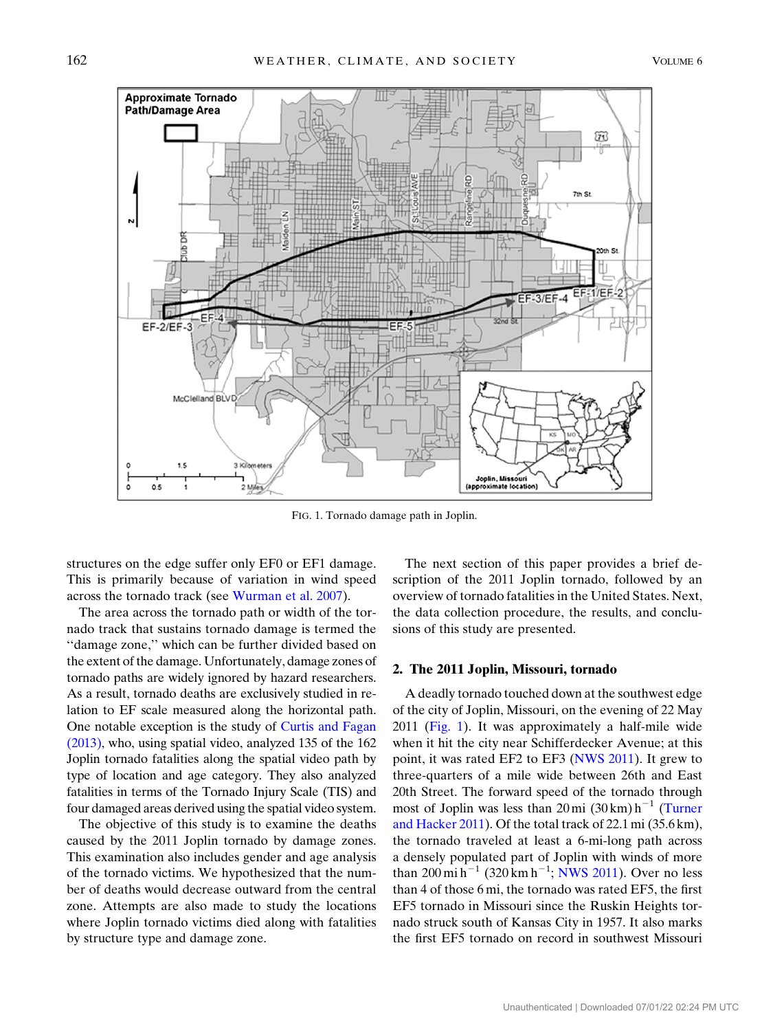FIG. 1. Tornado damage path in Joplin.

structures on the edge suffer only EF0 or EF1 damage. This is primarily because of variation in wind speed across the tornado track (see Wurman et al. 2007).

The area across the tornado path or width of the tornado track that sustains tornado damage is termed the "damage zone," which can be further divided based on the extent of the damage. Unfortunately, damage zones of tornado paths are widely ignored by hazard researchers. As a result, tornado deaths are exclusively studied in relation to EF scale measured along the horizontal path. One notable exception is the study of Curtis and Fagan (2013), who, using spatial video, analyzed 135 of the 162 Joplin tornado fatalities along the spatial video path by type of location and age category. They also analyzed fatalities in terms of the Tornado Injury Scale (TIS) and four damaged areas derived using the spatial video system.

The objective of this study is to examine the deaths caused by the 2011 Joplin tornado by damage zones. This examination also includes gender and age analysis of the tornado victims. We hypothesized that the number of deaths would decrease outward from the central zone. Attempts are also made to study the locations where Joplin tornado victims died along with fatalities by structure type and damage zone.

The next section of this paper provides a brief description of the 2011 Joplin tornado, followed by an overview of tornado fatalities in the United States. Next, the data collection procedure, the results, and conclusions of this study are presented.

## 2. The 2011 Joplin, Missouri, tornado

A deadly tornado touched down at the southwest edge of the city of Joplin, Missouri, on the evening of 22 May 2011 (Fig. 1). It was approximately a half-mile wide when it hit the city near Schifferdecker Avenue; at this point, it was rated EF2 to EF3 (NWS 2011). It grew to three-quarters of a mile wide between 26th and East 20th Street. The forward speed of the tornado through most of Joplin was less than 20 mi (30 km) $h^{-1}$ (Turner and Hacker 2011). Of the total track of 22.1 mi (35.6 km), the tornado traveled at least a 6-mi-long path across a densely populated part of Joplin with winds of more than 200 mi $h^{-1}$ (320 km $h^{-1}$; NWS 2011). Over no less than 4 of those 6 mi, the tornado was rated EF5, the first EF5 tornado in Missouri since the Ruskin Heights tornado struck south of Kansas City in 1957. It also marks the first EF5 tornado on record in southwest Missouri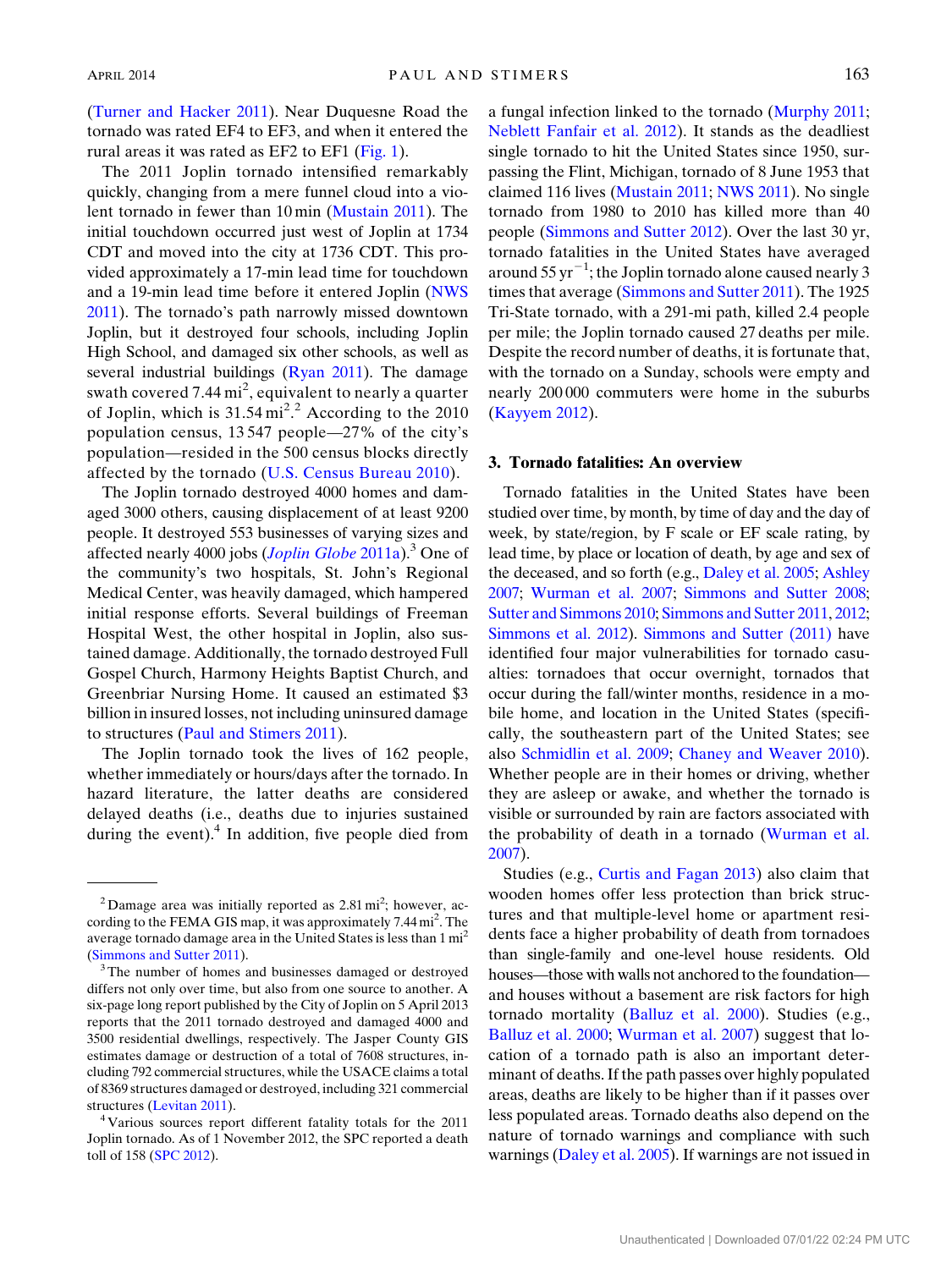(Turner and Hacker 2011). Near Duquesne Road the tornado was rated EF4 to EF3, and when it entered the rural areas it was rated as EF2 to EF1 (Fig. 1).

The 2011 Joplin tornado intensified remarkably quickly, changing from a mere funnel cloud into a violent tornado in fewer than 10 min (Mustain 2011). The initial touchdown occurred just west of Joplin at 1734 CDT and moved into the city at 1736 CDT. This provided approximately a 17-min lead time for touchdown and a 19-min lead time before it entered Joplin (NWS 2011). The tornado's path narrowly missed downtown Joplin, but it destroyed four schools, including Joplin High School, and damaged six other schools, as well as several industrial buildings (Ryan 2011). The damage swath covered 7.44 $mi^2$, equivalent to nearly a quarter of Joplin, which is 31.54 $mi^2$.[2] According to the 2010 population census, 13 547 people—27% of the city's population—resided in the 500 census blocks directly affected by the tornado (U.S. Census Bureau 2010).

The Joplin tornado destroyed 4000 homes and damaged 3000 others, causing displacement of at least 9200 people. It destroyed 553 businesses of varying sizes and affected nearly 4000 jobs (*Joplin Globe* 2011a).[3] One of the community's two hospitals, St. John's Regional Medical Center, was heavily damaged, which hampered initial response efforts. Several buildings of Freeman Hospital West, the other hospital in Joplin, also sustained damage. Additionally, the tornado destroyed Full Gospel Church, Harmony Heights Baptist Church, and Greenbriar Nursing Home. It caused an estimated $3 billion in insured losses, not including uninsured damage to structures (Paul and Stimers 2011).

The Joplin tornado took the lives of 162 people, whether immediately or hours/days after the tornado. In hazard literature, the latter deaths are considered delayed deaths (i.e., deaths due to injuries sustained during the event).[4] In addition, five people died from a fungal infection linked to the tornado (Murphy 2011; Neblett Fanfair et al. 2012). It stands as the deadliest single tornado to hit the United States since 1950, surpassing the Flint, Michigan, tornado of 8 June 1953 that claimed 116 lives (Mustain 2011; NWS 2011). No single tornado from 1980 to 2010 has killed more than 40 people (Simmons and Sutter 2012). Over the last 30 yr, tornado fatalities in the United States have averaged around 55 $yr^{-1}$; the Joplin tornado alone caused nearly 3 times that average (Simmons and Sutter 2011). The 1925 Tri-State tornado, with a 291-mi path, killed 2.4 people per mile; the Joplin tornado caused 27 deaths per mile. Despite the record number of deaths, it is fortunate that, with the tornado on a Sunday, schools were empty and nearly 200 000 commuters were home in the suburbs (Kayyem 2012).

## 3. Tornado fatalities: An overview

Tornado fatalities in the United States have been studied over time, by month, by time of day and the day of week, by state/region, by F scale or EF scale rating, by lead time, by place or location of death, by age and sex of the deceased, and so forth (e.g., Daley et al. 2005; Ashley 2007; Wurman et al. 2007; Simmons and Sutter 2008; Sutter and Simmons 2010; Simmons and Sutter 2011, 2012; Simmons et al. 2012). Simmons and Sutter (2011) have identified four major vulnerabilities for tornado casualties: tornadoes that occur overnight, tornados that occur during the fall/winter months, residence in a mobile home, and location in the United States (specifically, the southeastern part of the United States; see also Schmidlin et al. 2009; Chaney and Weaver 2010). Whether people are in their homes or driving, whether they are asleep or awake, and whether the tornado is visible or surrounded by rain are factors associated with the probability of death in a tornado (Wurman et al. 2007).

Studies (e.g., Curtis and Fagan 2013) also claim that wooden homes offer less protection than brick structures and that multiple-level home or apartment residents face a higher probability of death from tornadoes than single-family and one-level house residents. Old houses—those with walls not anchored to the foundation—and houses without a basement are risk factors for high tornado mortality (Balluz et al. 2000). Studies (e.g., Balluz et al. 2000; Wurman et al. 2007) suggest that location of a tornado path is also an important determinant of deaths. If the path passes over highly populated areas, deaths are likely to be higher than if it passes over less populated areas. Tornado deaths also depend on the nature of tornado warnings and compliance with such warnings (Daley et al. 2005). If warnings are not issued in

---

[2] Damage area was initially reported as 2.81 $mi^2$; however, according to the FEMA GIS map, it was approximately 7.44 $mi^2$. The average tornado damage area in the United States is less than 1 $mi^2$ (Simmons and Sutter 2011).

[3] The number of homes and businesses damaged or destroyed differs not only over time, but also from one source to another. A six-page long report published by the City of Joplin on 5 April 2013 reports that the 2011 tornado destroyed and damaged 4000 and 3500 residential dwellings, respectively. The Jasper County GIS estimates damage or destruction of a total of 7608 structures, including 792 commercial structures, while the USACE claims a total of 8369 structures damaged or destroyed, including 321 commercial structures (Levitan 2011).

[4] Various sources report different fatality totals for the 2011 Joplin tornado. As of 1 November 2012, the SPC reported a death toll of 158 (SPC 2012).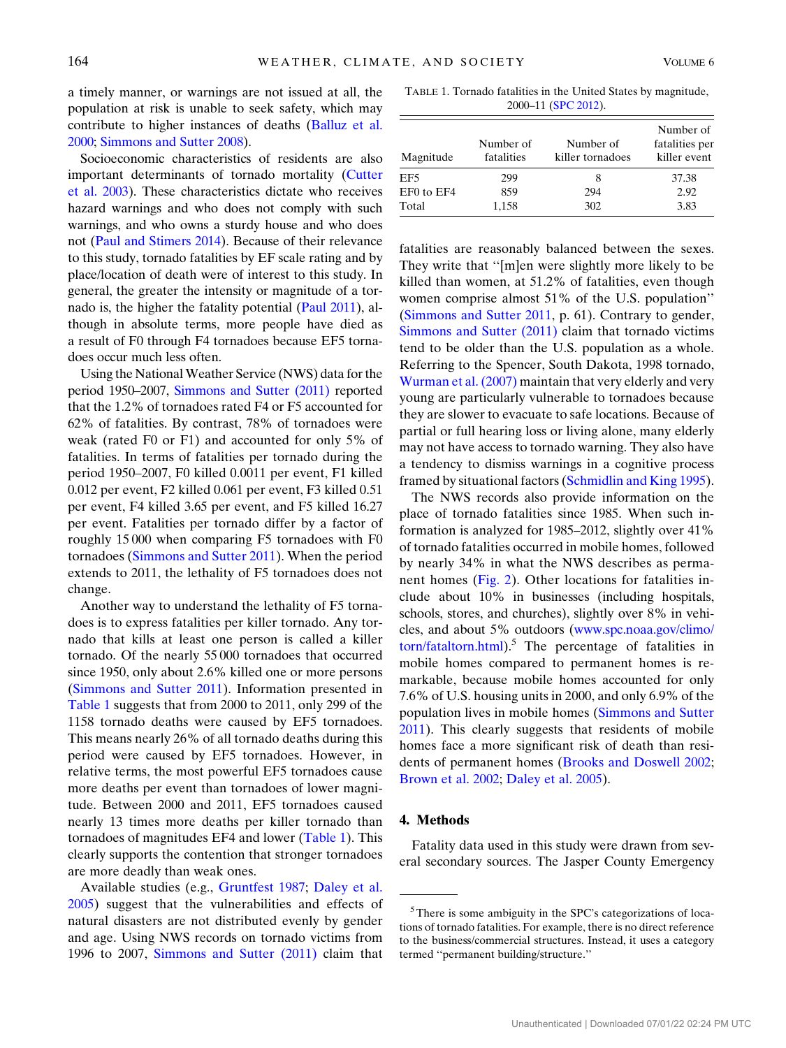a timely manner, or warnings are not issued at all, the population at risk is unable to seek safety, which may contribute to higher instances of deaths (Balluz et al. 2000; Simmons and Sutter 2008).

Socioeconomic characteristics of residents are also important determinants of tornado mortality (Cutter et al. 2003). These characteristics dictate who receives hazard warnings and who does not comply with such warnings, and who owns a sturdy house and who does not (Paul and Stimers 2014). Because of their relevance to this study, tornado fatalities by EF scale rating and by place/location of death were of interest to this study. In general, the greater the intensity or magnitude of a tornado is, the higher the fatality potential (Paul 2011), although in absolute terms, more people have died as a result of F0 through F4 tornadoes because EF5 tornadoes occur much less often.

Using the National Weather Service (NWS) data for the period 1950–2007, Simmons and Sutter (2011) reported that the 1.2% of tornadoes rated F4 or F5 accounted for 62% of fatalities. By contrast, 78% of tornadoes were weak (rated F0 or F1) and accounted for only 5% of fatalities. In terms of fatalities per tornado during the period 1950–2007, F0 killed 0.0011 per event, F1 killed 0.012 per event, F2 killed 0.061 per event, F3 killed 0.51 per event, F4 killed 3.65 per event, and F5 killed 16.27 per event. Fatalities per tornado differ by a factor of roughly 15 000 when comparing F5 tornadoes with F0 tornadoes (Simmons and Sutter 2011). When the period extends to 2011, the lethality of F5 tornadoes does not change.

Another way to understand the lethality of F5 tornadoes is to express fatalities per killer tornado. Any tornado that kills at least one person is called a killer tornado. Of the nearly 55 000 tornadoes that occurred since 1950, only about 2.6% killed one or more persons (Simmons and Sutter 2011). Information presented in Table 1 suggests that from 2000 to 2011, only 299 of the 1158 tornado deaths were caused by EF5 tornadoes. This means nearly 26% of all tornado deaths during this period were caused by EF5 tornadoes. However, in relative terms, the most powerful EF5 tornadoes cause more deaths per event than tornadoes of lower magnitude. Between 2000 and 2011, EF5 tornadoes caused nearly 13 times more deaths per killer tornado than tornadoes of magnitudes EF4 and lower (Table 1). This clearly supports the contention that stronger tornadoes are more deadly than weak ones.

Available studies (e.g., Gruntfest 1987; Daley et al. 2005) suggest that the vulnerabilities and effects of natural disasters are not distributed evenly by gender and age. Using NWS records on tornado victims from 1996 to 2007, Simmons and Sutter (2011) claim that fatalities are reasonably balanced between the sexes. They write that "[m]en were slightly more likely to be killed than women, at 51.2% of fatalities, even though women comprise almost 51% of the U.S. population" (Simmons and Sutter 2011, p. 61). Contrary to gender, Simmons and Sutter (2011) claim that tornado victims tend to be older than the U.S. population as a whole. Referring to the Spencer, South Dakota, 1998 tornado, Wurman et al. (2007) maintain that very elderly and very young are particularly vulnerable to tornadoes because they are slower to evacuate to safe locations. Because of partial or full hearing loss or living alone, many elderly may not have access to tornado warning. They also have a tendency to dismiss warnings in a cognitive process framed by situational factors (Schmidlin and King 1995).

TABLE 1. Tornado fatalities in the United States by magnitude, 2000–11 (SPC 2012).

| Magnitude | Number of fatalities | Number of killer tornadoes | Number of fatalities per killer event |
|---|---|---|---|
| EF5 | 299 | 8 | 37.38 |
| EF0 to EF4 | 859 | 294 | 2.92 |
| Total | 1,158 | 302 | 3.83 |

The NWS records also provide information on the place of tornado fatalities since 1985. When such information is analyzed for 1985–2012, slightly over 41% of tornado fatalities occurred in mobile homes, followed by nearly 34% in what the NWS describes as permanent homes (Fig. 2). Other locations for fatalities include about 10% in businesses (including hospitals, schools, stores, and churches), slightly over 8% in vehicles, and about 5% outdoors (www.spc.noaa.gov/climo/torn/fataltorn.html).[5] The percentage of fatalities in mobile homes compared to permanent homes is remarkable, because mobile homes accounted for only 7.6% of U.S. housing units in 2000, and only 6.9% of the population lives in mobile homes (Simmons and Sutter 2011). This clearly suggests that residents of mobile homes face a more significant risk of death than residents of permanent homes (Brooks and Doswell 2002; Brown et al. 2002; Daley et al. 2005).

## 4. Methods

Fatality data used in this study were drawn from several secondary sources. The Jasper County Emergency

[5] There is some ambiguity in the SPC's categorizations of locations of tornado fatalities. For example, there is no direct reference to the business/commercial structures. Instead, it uses a category termed "permanent building/structure."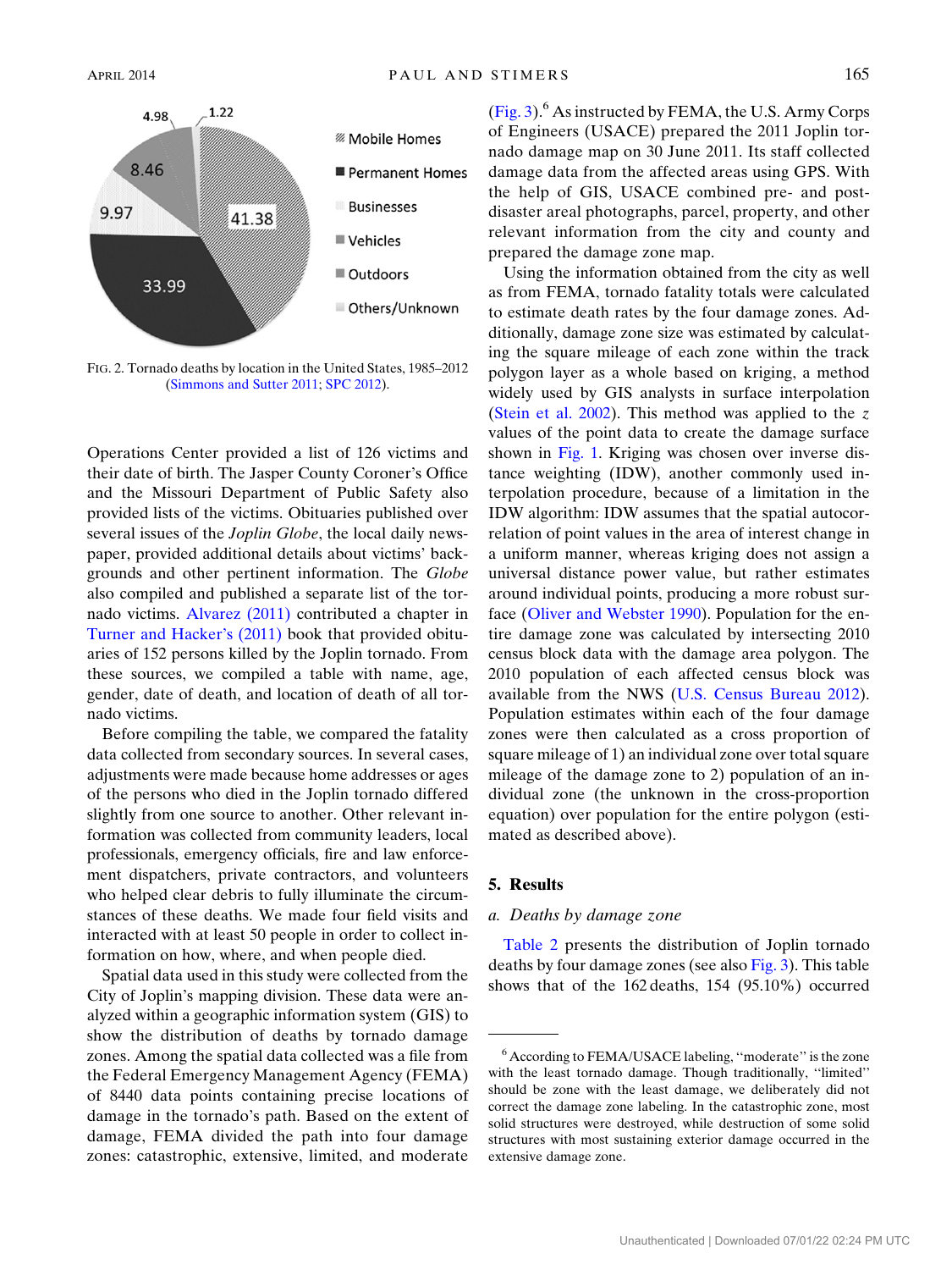FIG. 2. Tornado deaths by location in the United States, 1985–2012 (Simmons and Sutter 2011; SPC 2012).

Operations Center provided a list of 126 victims and their date of birth. The Jasper County Coroner's Office and the Missouri Department of Public Safety also provided lists of the victims. Obituaries published over several issues of the *Joplin Globe*, the local daily newspaper, provided additional details about victims' backgrounds and other pertinent information. The *Globe* also compiled and published a separate list of the tornado victims. Alvarez (2011) contributed a chapter in Turner and Hacker's (2011) book that provided obituaries of 152 persons killed by the Joplin tornado. From these sources, we compiled a table with name, age, gender, date of death, and location of death of all tornado victims.

Before compiling the table, we compared the fatality data collected from secondary sources. In several cases, adjustments were made because home addresses or ages of the persons who died in the Joplin tornado differed slightly from one source to another. Other relevant information was collected from community leaders, local professionals, emergency officials, fire and law enforcement dispatchers, private contractors, and volunteers who helped clear debris to fully illuminate the circumstances of these deaths. We made four field visits and interacted with at least 50 people in order to collect information on how, where, and when people died.

Spatial data used in this study were collected from the City of Joplin's mapping division. These data were analyzed within a geographic information system (GIS) to show the distribution of deaths by tornado damage zones. Among the spatial data collected was a file from the Federal Emergency Management Agency (FEMA) of 8440 data points containing precise locations of damage in the tornado's path. Based on the extent of damage, FEMA divided the path into four damage zones: catastrophic, extensive, limited, and moderate (Fig. 3).[6] As instructed by FEMA, the U.S. Army Corps of Engineers (USACE) prepared the 2011 Joplin tornado damage map on 30 June 2011. Its staff collected damage data from the affected areas using GPS. With the help of GIS, USACE combined pre- and post-disaster areal photographs, parcel, property, and other relevant information from the city and county and prepared the damage zone map.

Using the information obtained from the city as well as from FEMA, tornado fatality totals were calculated to estimate death rates by the four damage zones. Additionally, damage zone size was estimated by calculating the square mileage of each zone within the track polygon layer as a whole based on kriging, a method widely used by GIS analysts in surface interpolation (Stein et al. 2002). This method was applied to the $z$ values of the point data to create the damage surface shown in Fig. 1. Kriging was chosen over inverse distance weighting (IDW), another commonly used interpolation procedure, because of a limitation in the IDW algorithm: IDW assumes that the spatial autocorrelation of point values in the area of interest change in a uniform manner, whereas kriging does not assign a universal distance power value, but rather estimates around individual points, producing a more robust surface (Oliver and Webster 1990). Population for the entire damage zone was calculated by intersecting 2010 census block data with the damage area polygon. The 2010 population of each affected census block was available from the NWS (U.S. Census Bureau 2012). Population estimates within each of the four damage zones were then calculated as a cross proportion of square mileage of 1) an individual zone over total square mileage of the damage zone to 2) population of an individual zone (the unknown in the cross-proportion equation) over population for the entire polygon (estimated as described above).

## 5. Results

### a. *Deaths by damage zone*

Table 2 presents the distribution of Joplin tornado deaths by four damage zones (see also Fig. 3). This table shows that of the 162 deaths, 154 (95.10%) occurred

[6] According to FEMA/USACE labeling, "moderate" is the zone with the least tornado damage. Though traditionally, "limited" should be zone with the least damage, we deliberately did not correct the damage zone labeling. In the catastrophic zone, most solid structures were destroyed, while destruction of some solid structures with most sustaining exterior damage occurred in the extensive damage zone.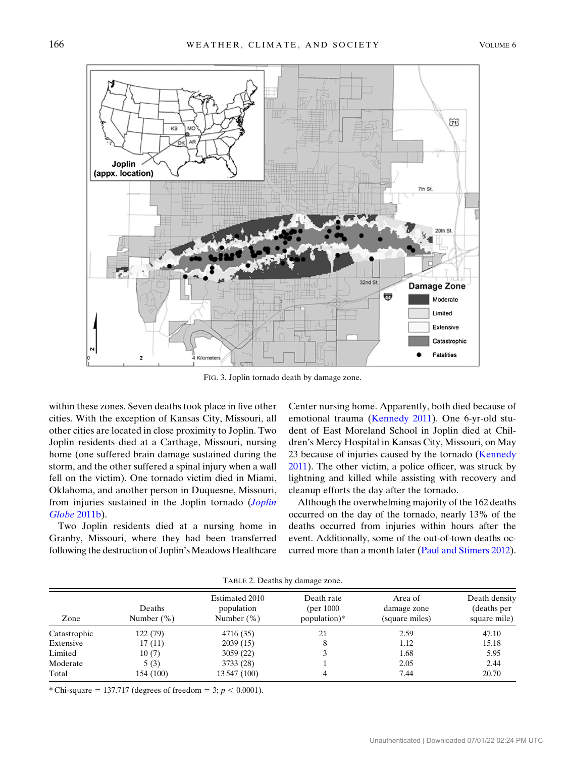FIG. 3. Joplin tornado death by damage zone.

within these zones. Seven deaths took place in five other cities. With the exception of Kansas City, Missouri, all other cities are located in close proximity to Joplin. Two Joplin residents died at a Carthage, Missouri, nursing home (one suffered brain damage sustained during the storm, and the other suffered a spinal injury when a wall fell on the victim). One tornado victim died in Miami, Oklahoma, and another person in Duquesne, Missouri, from injuries sustained in the Joplin tornado (*Joplin Globe* 2011b).

Two Joplin residents died at a nursing home in Granby, Missouri, where they had been transferred following the destruction of Joplin's Meadows Healthcare Center nursing home. Apparently, both died because of emotional trauma (Kennedy 2011). One 6-yr-old student of East Moreland School in Joplin died at Children's Mercy Hospital in Kansas City, Missouri, on May 23 because of injuries caused by the tornado (Kennedy 2011). The other victim, a police officer, was struck by lightning and killed while assisting with recovery and cleanup efforts the day after the tornado.

Although the overwhelming majority of the 162 deaths occurred on the day of the tornado, nearly 13% of the deaths occurred from injuries within hours after the event. Additionally, some of the out-of-town deaths occurred more than a month later (Paul and Stimers 2012).

TABLE 2. Deaths by damage zone.

| Zone | Deaths Number (%) | Estimated 2010 population Number (%) | Death rate (per 1000 population)* | Area of damage zone (square miles) | Death density (deaths per square mile) |
|---|---|---|---|---|---|
| Catastrophic | 122 (79) | 4716 (35) | 21 | 2.59 | 47.10 |
| Extensive | 17 (11) | 2039 (15) | 8 | 1.12 | 15.18 |
| Limited | 10 (7) | 3059 (22) | 3 | 1.68 | 5.95 |
| Moderate | 5 (3) | 3733 (28) | 1 | 2.05 | 2.44 |
| Total | 154 (100) | 13 547 (100) | 4 | 7.44 | 20.70 |

* Chi-square = 137.717 (degrees of freedom = 3; $p < 0.0001$).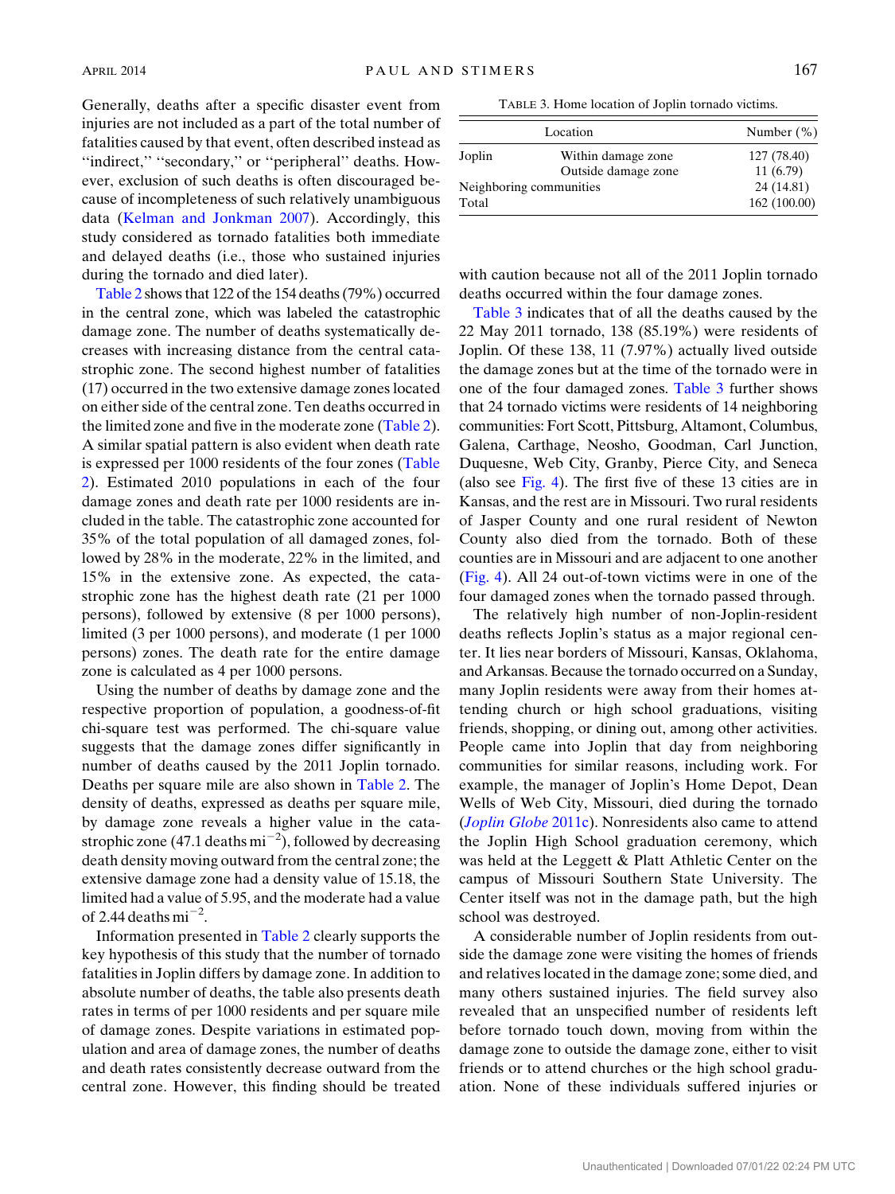Generally, deaths after a specific disaster event from injuries are not included as a part of the total number of fatalities caused by that event, often described instead as "indirect," "secondary," or "peripheral" deaths. However, exclusion of such deaths is often discouraged because of incompleteness of such relatively unambiguous data (Kelman and Jonkman 2007). Accordingly, this study considered as tornado fatalities both immediate and delayed deaths (i.e., those who sustained injuries during the tornado and died later).

Table 2 shows that 122 of the 154 deaths (79%) occurred in the central zone, which was labeled the catastrophic damage zone. The number of deaths systematically decreases with increasing distance from the central catastrophic zone. The second highest number of fatalities (17) occurred in the two extensive damage zones located on either side of the central zone. Ten deaths occurred in the limited zone and five in the moderate zone (Table 2). A similar spatial pattern is also evident when death rate is expressed per 1000 residents of the four zones (Table 2). Estimated 2010 populations in each of the four damage zones and death rate per 1000 residents are included in the table. The catastrophic zone accounted for 35% of the total population of all damaged zones, followed by 28% in the moderate, 22% in the limited, and 15% in the extensive zone. As expected, the catastrophic zone has the highest death rate (21 per 1000 persons), followed by extensive (8 per 1000 persons), limited (3 per 1000 persons), and moderate (1 per 1000 persons) zones. The death rate for the entire damage zone is calculated as 4 per 1000 persons.

Using the number of deaths by damage zone and the respective proportion of population, a goodness-of-fit chi-square test was performed. The chi-square value suggests that the damage zones differ significantly in number of deaths caused by the 2011 Joplin tornado. Deaths per square mile are also shown in Table 2. The density of deaths, expressed as deaths per square mile, by damage zone reveals a higher value in the catastrophic zone (47.1 deaths $\mathrm{mi}^{-2}$), followed by decreasing death density moving outward from the central zone; the extensive damage zone had a density value of 15.18, the limited had a value of 5.95, and the moderate had a value of 2.44 deaths $\mathrm{mi}^{-2}$.

Information presented in Table 2 clearly supports the key hypothesis of this study that the number of tornado fatalities in Joplin differs by damage zone. In addition to absolute number of deaths, the table also presents death rates in terms of per 1000 residents and per square mile of damage zones. Despite variations in estimated population and area of damage zones, the number of deaths and death rates consistently decrease outward from the central zone. However, this finding should be treated with caution because not all of the 2011 Joplin tornado deaths occurred within the four damage zones.

TABLE 3. Home location of Joplin tornado victims.

| Location | | Number (%) |
|---|---|---|
| Joplin | Within damage zone | 127 (78.40) |
| | Outside damage zone | 11 (6.79) |
| Neighboring communities | | 24 (14.81) |
| Total | | 162 (100.00) |

Table 3 indicates that of all the deaths caused by the 22 May 2011 tornado, 138 (85.19%) were residents of Joplin. Of these 138, 11 (7.97%) actually lived outside the damage zones but at the time of the tornado were in one of the four damaged zones. Table 3 further shows that 24 tornado victims were residents of 14 neighboring communities: Fort Scott, Pittsburg, Altamont, Columbus, Galena, Carthage, Neosho, Goodman, Carl Junction, Duquesne, Web City, Granby, Pierce City, and Seneca (also see Fig. 4). The first five of these 13 cities are in Kansas, and the rest are in Missouri. Two rural residents of Jasper County and one rural resident of Newton County also died from the tornado. Both of these counties are in Missouri and are adjacent to one another (Fig. 4). All 24 out-of-town victims were in one of the four damaged zones when the tornado passed through.

The relatively high number of non-Joplin-resident deaths reflects Joplin's status as a major regional center. It lies near borders of Missouri, Kansas, Oklahoma, and Arkansas. Because the tornado occurred on a Sunday, many Joplin residents were away from their homes attending church or high school graduations, visiting friends, shopping, or dining out, among other activities. People came into Joplin that day from neighboring communities for similar reasons, including work. For example, the manager of Joplin's Home Depot, Dean Wells of Web City, Missouri, died during the tornado (*Joplin Globe* 2011c). Nonresidents also came to attend the Joplin High School graduation ceremony, which was held at the Leggett & Platt Athletic Center on the campus of Missouri Southern State University. The Center itself was not in the damage path, but the high school was destroyed.

A considerable number of Joplin residents from outside the damage zone were visiting the homes of friends and relatives located in the damage zone; some died, and many others sustained injuries. The field survey also revealed that an unspecified number of residents left before tornado touch down, moving from within the damage zone to outside the damage zone, either to visit friends or to attend churches or the high school graduation. None of these individuals suffered injuries or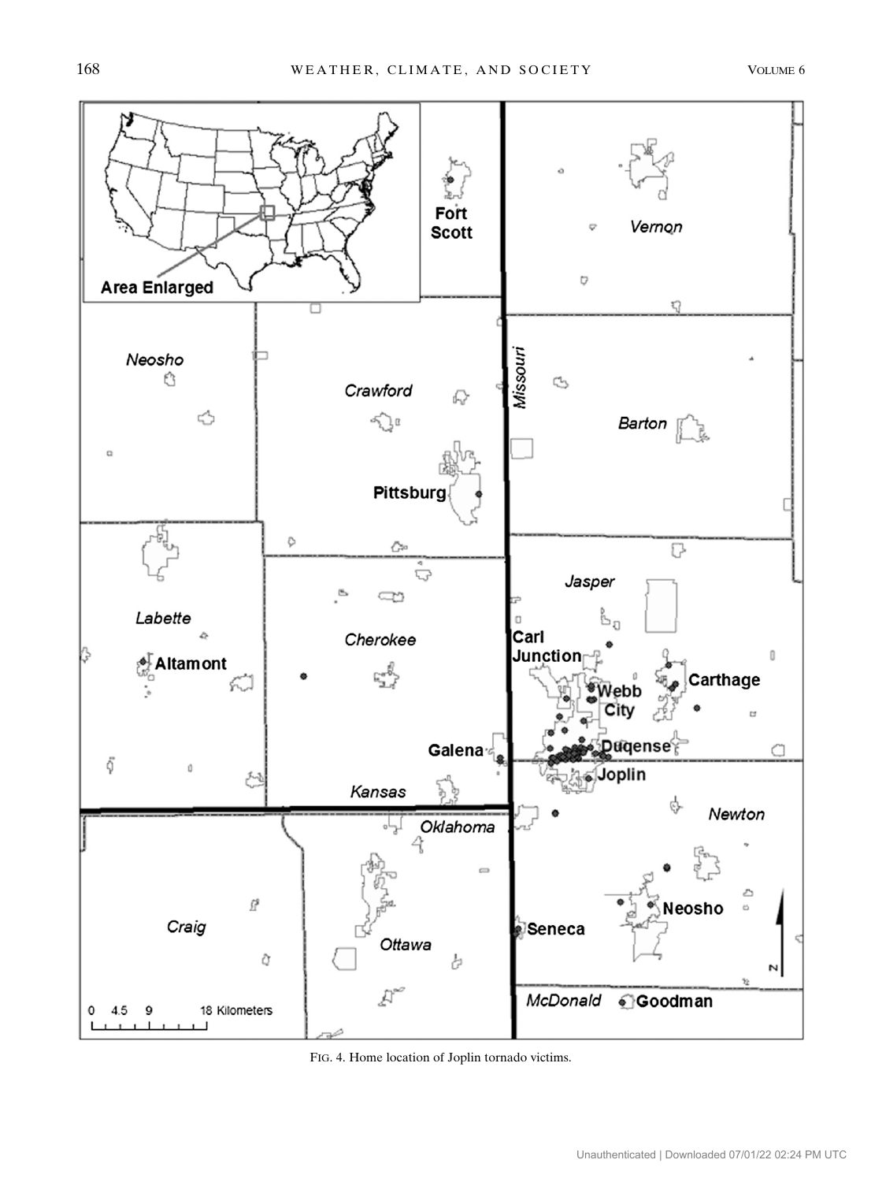FIG. 4. Home location of Joplin tornado victims.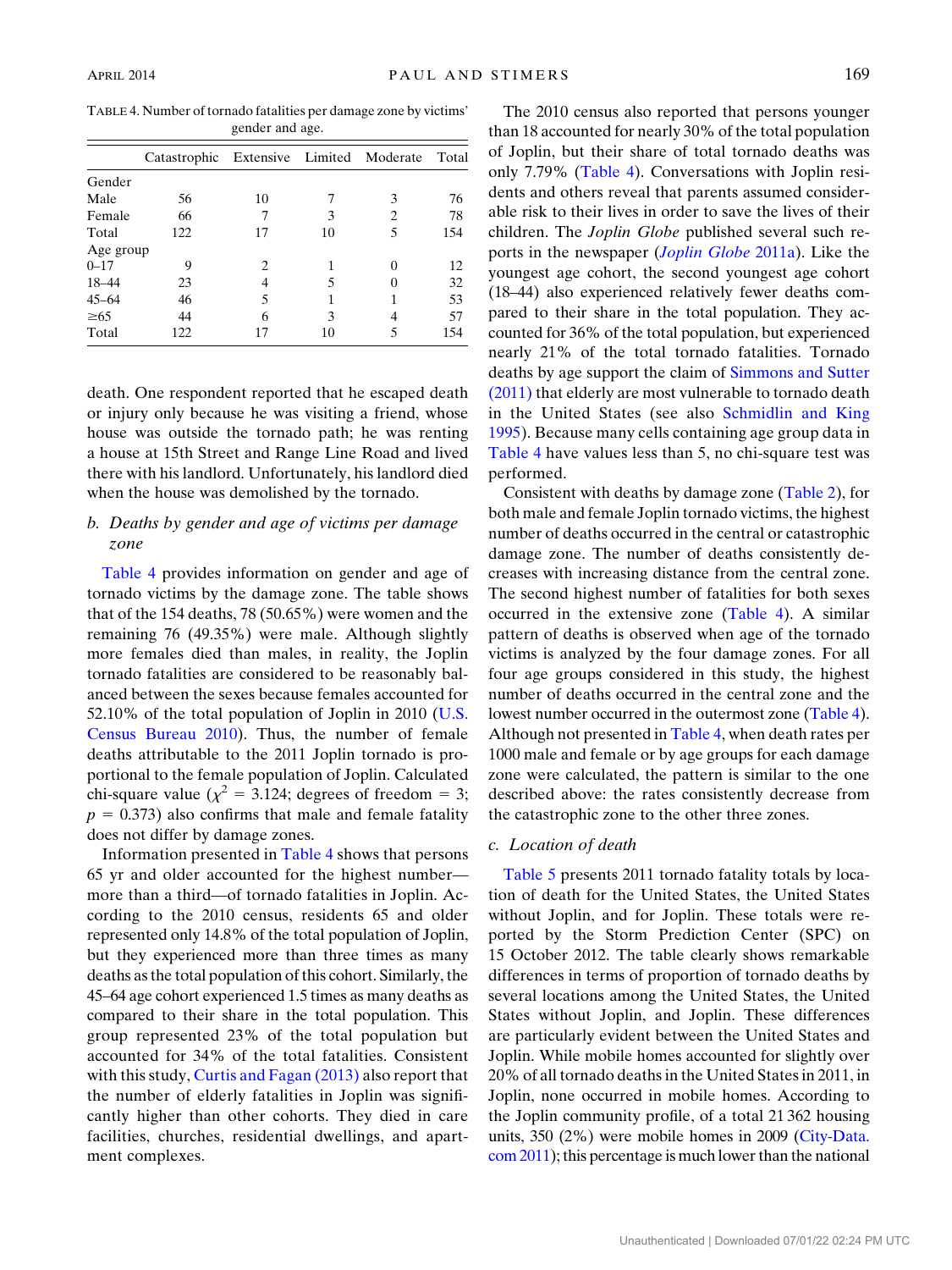TABLE 4. Number of tornado fatalities per damage zone by victims' gender and age.

| | Catastrophic | Extensive | Limited | Moderate | Total |
|---|---|---|---|---|---|
| Gender | | | | | |
| Male | 56 | 10 | 7 | 3 | 76 |
| Female | 66 | 7 | 3 | 2 | 78 |
| Total | 122 | 17 | 10 | 5 | 154 |
| Age group | | | | | |
| 0–17 | 9 | 2 | 1 | 0 | 12 |
| 18–44 | 23 | 4 | 5 | 0 | 32 |
| 45–64 | 46 | 5 | 1 | 1 | 53 |
| ≥65 | 44 | 6 | 3 | 4 | 57 |
| Total | 122 | 17 | 10 | 5 | 154 |

death. One respondent reported that he escaped death or injury only because he was visiting a friend, whose house was outside the tornado path; he was renting a house at 15th Street and Range Line Road and lived there with his landlord. Unfortunately, his landlord died when the house was demolished by the tornado.

### b. *Deaths by gender and age of victims per damage zone*

Table 4 provides information on gender and age of tornado victims by the damage zone. The table shows that of the 154 deaths, 78 (50.65%) were women and the remaining 76 (49.35%) were male. Although slightly more females died than males, in reality, the Joplin tornado fatalities are considered to be reasonably balanced between the sexes because females accounted for 52.10% of the total population of Joplin in 2010 (U.S. Census Bureau 2010). Thus, the number of female deaths attributable to the 2011 Joplin tornado is proportional to the female population of Joplin. Calculated chi-square value ($\chi^2 = 3.124$; degrees of freedom = 3; $p = 0.373$) also confirms that male and female fatality does not differ by damage zones.

Information presented in Table 4 shows that persons 65 yr and older accounted for the highest number—more than a third—of tornado fatalities in Joplin. According to the 2010 census, residents 65 and older represented only 14.8% of the total population of Joplin, but they experienced more than three times as many deaths as the total population of this cohort. Similarly, the 45–64 age cohort experienced 1.5 times as many deaths as compared to their share in the total population. This group represented 23% of the total population but accounted for 34% of the total fatalities. Consistent with this study, Curtis and Fagan (2013) also report that the number of elderly fatalities in Joplin was significantly higher than other cohorts. They died in care facilities, churches, residential dwellings, and apartment complexes.

The 2010 census also reported that persons younger than 18 accounted for nearly 30% of the total population of Joplin, but their share of total tornado deaths was only 7.79% (Table 4). Conversations with Joplin residents and others reveal that parents assumed considerable risk to their lives in order to save the lives of their children. The *Joplin Globe* published several such reports in the newspaper (*Joplin Globe* 2011a). Like the youngest age cohort, the second youngest age cohort (18–44) also experienced relatively fewer deaths compared to their share in the total population. They accounted for 36% of the total population, but experienced nearly 21% of the total tornado fatalities. Tornado deaths by age support the claim of Simmons and Sutter (2011) that elderly are most vulnerable to tornado death in the United States (see also Schmidlin and King 1995). Because many cells containing age group data in Table 4 have values less than 5, no chi-square test was performed.

Consistent with deaths by damage zone (Table 2), for both male and female Joplin tornado victims, the highest number of deaths occurred in the central or catastrophic damage zone. The number of deaths consistently decreases with increasing distance from the central zone. The second highest number of fatalities for both sexes occurred in the extensive zone (Table 4). A similar pattern of deaths is observed when age of the tornado victims is analyzed by the four damage zones. For all four age groups considered in this study, the highest number of deaths occurred in the central zone and the lowest number occurred in the outermost zone (Table 4). Although not presented in Table 4, when death rates per 1000 male and female or by age groups for each damage zone were calculated, the pattern is similar to the one described above: the rates consistently decrease from the catastrophic zone to the other three zones.

### c. *Location of death*

Table 5 presents 2011 tornado fatality totals by location of death for the United States, the United States without Joplin, and for Joplin. These totals were reported by the Storm Prediction Center (SPC) on 15 October 2012. The table clearly shows remarkable differences in terms of proportion of tornado deaths by several locations among the United States, the United States without Joplin, and Joplin. These differences are particularly evident between the United States and Joplin. While mobile homes accounted for slightly over 20% of all tornado deaths in the United States in 2011, in Joplin, none occurred in mobile homes. According to the Joplin community profile, of a total 21 362 housing units, 350 (2%) were mobile homes in 2009 (City-Data.com 2011); this percentage is much lower than the national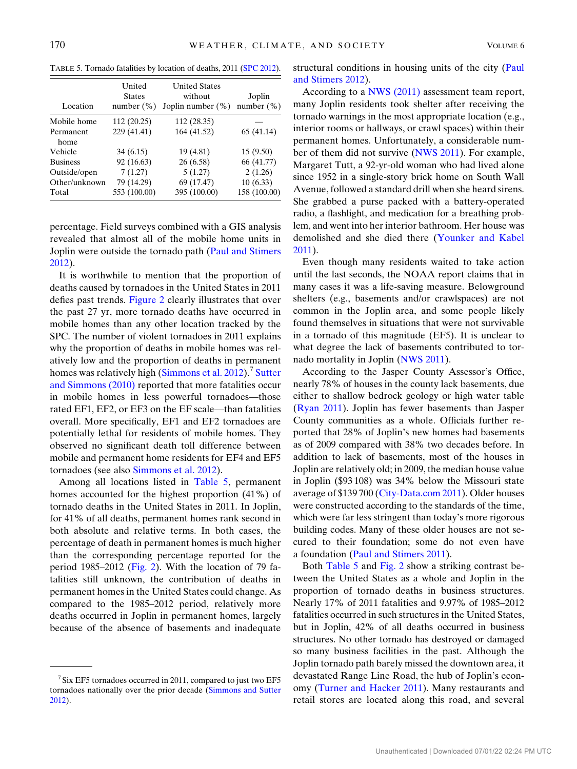TABLE 5. Tornado fatalities by location of deaths, 2011 (SPC 2012).

| Location | United States number (%) | United States without Joplin number (%) | Joplin number (%) |
|---|---|---|---|
| Mobile home | 112 (20.25) | 112 (28.35) | — |
| Permanent home | 229 (41.41) | 164 (41.52) | 65 (41.14) |
| Vehicle | 34 (6.15) | 19 (4.81) | 15 (9.50) |
| Business | 92 (16.63) | 26 (6.58) | 66 (41.77) |
| Outside/open | 7 (1.27) | 5 (1.27) | 2 (1.26) |
| Other/unknown | 79 (14.29) | 69 (17.47) | 10 (6.33) |
| Total | 553 (100.00) | 395 (100.00) | 158 (100.00) |

percentage. Field surveys combined with a GIS analysis revealed that almost all of the mobile home units in Joplin were outside the tornado path (Paul and Stimers 2012).

It is worthwhile to mention that the proportion of deaths caused by tornadoes in the United States in 2011 defies past trends. Figure 2 clearly illustrates that over the past 27 yr, more tornado deaths have occurred in mobile homes than any other location tracked by the SPC. The number of violent tornadoes in 2011 explains why the proportion of deaths in mobile homes was relatively low and the proportion of deaths in permanent homes was relatively high (Simmons et al. 2012).[7] Sutter and Simmons (2010) reported that more fatalities occur in mobile homes in less powerful tornadoes—those rated EF1, EF2, or EF3 on the EF scale—than fatalities overall. More specifically, EF1 and EF2 tornadoes are potentially lethal for residents of mobile homes. They observed no significant death toll difference between mobile and permanent home residents for EF4 and EF5 tornadoes (see also Simmons et al. 2012).

Among all locations listed in Table 5, permanent homes accounted for the highest proportion (41%) of tornado deaths in the United States in 2011. In Joplin, for 41% of all deaths, permanent homes rank second in both absolute and relative terms. In both cases, the percentage of death in permanent homes is much higher than the corresponding percentage reported for the period 1985–2012 (Fig. 2). With the location of 79 fatalities still unknown, the contribution of deaths in permanent homes in the United States could change. As compared to the 1985–2012 period, relatively more deaths occurred in Joplin in permanent homes, largely because of the absence of basements and inadequate structural conditions in housing units of the city (Paul and Stimers 2012).

According to a NWS (2011) assessment team report, many Joplin residents took shelter after receiving the tornado warnings in the most appropriate location (e.g., interior rooms or hallways, or crawl spaces) within their permanent homes. Unfortunately, a considerable number of them did not survive (NWS 2011). For example, Margaret Tutt, a 92-yr-old woman who had lived alone since 1952 in a single-story brick home on South Wall Avenue, followed a standard drill when she heard sirens. She grabbed a purse packed with a battery-operated radio, a flashlight, and medication for a breathing problem, and went into her interior bathroom. Her house was demolished and she died there (Younker and Kabel 2011).

Even though many residents waited to take action until the last seconds, the NOAA report claims that in many cases it was a life-saving measure. Belowground shelters (e.g., basements and/or crawlspaces) are not common in the Joplin area, and some people likely found themselves in situations that were not survivable in a tornado of this magnitude (EF5). It is unclear to what degree the lack of basements contributed to tornado mortality in Joplin (NWS 2011).

According to the Jasper County Assessor's Office, nearly 78% of houses in the county lack basements, due either to shallow bedrock geology or high water table (Ryan 2011). Joplin has fewer basements than Jasper County communities as a whole. Officials further reported that 28% of Joplin's new homes had basements as of 2009 compared with 38% two decades before. In addition to lack of basements, most of the houses in Joplin are relatively old; in 2009, the median house value in Joplin ($93 108) was 34% below the Missouri state average of $139 700 (City-Data.com 2011). Older houses were constructed according to the standards of the time, which were far less stringent than today's more rigorous building codes. Many of these older houses are not secured to their foundation; some do not even have a foundation (Paul and Stimers 2011).

Both Table 5 and Fig. 2 show a striking contrast between the United States as a whole and Joplin in the proportion of tornado deaths in business structures. Nearly 17% of 2011 fatalities and 9.97% of 1985–2012 fatalities occurred in such structures in the United States, but in Joplin, 42% of all deaths occurred in business structures. No other tornado has destroyed or damaged so many business facilities in the past. Although the Joplin tornado path barely missed the downtown area, it devastated Range Line Road, the hub of Joplin's economy (Turner and Hacker 2011). Many restaurants and retail stores are located along this road, and several

[7] Six EF5 tornadoes occurred in 2011, compared to just two EF5 tornadoes nationally over the prior decade (Simmons and Sutter 2012).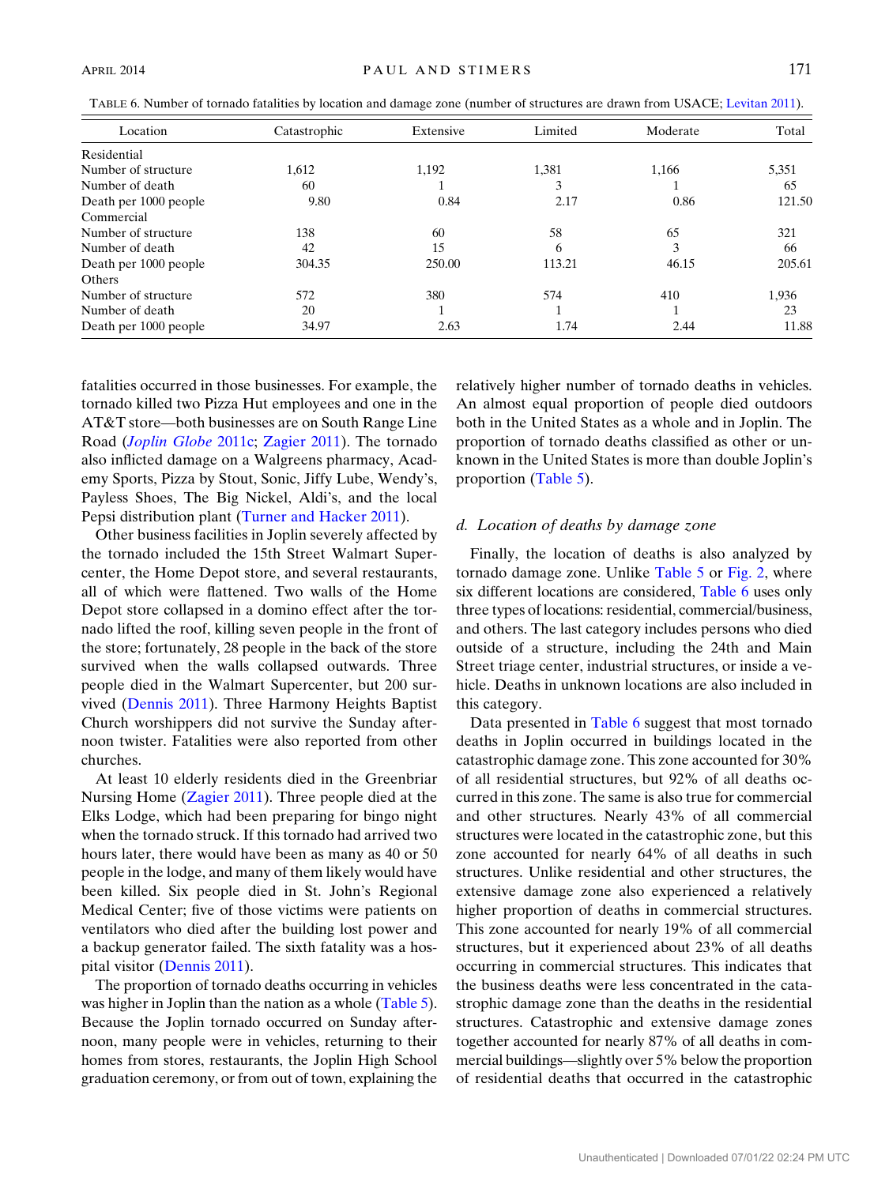TABLE 6. Number of tornado fatalities by location and damage zone (number of structures are drawn from USACE; Levitan 2011).

| Location | Catastrophic | Extensive | Limited | Moderate | Total |
|---|---|---|---|---|---|
| Residential | | | | | |
| Number of structure | 1,612 | 1,192 | 1,381 | 1,166 | 5,351 |
| Number of death | 60 | 1 | 3 | 1 | 65 |
| Death per 1000 people | 9.80 | 0.84 | 2.17 | 0.86 | 121.50 |
| Commercial | | | | | |
| Number of structure | 138 | 60 | 58 | 65 | 321 |
| Number of death | 42 | 15 | 6 | 3 | 66 |
| Death per 1000 people | 304.35 | 250.00 | 113.21 | 46.15 | 205.61 |
| Others | | | | | |
| Number of structure | 572 | 380 | 574 | 410 | 1,936 |
| Number of death | 20 | 1 | 1 | 1 | 23 |
| Death per 1000 people | 34.97 | 2.63 | 1.74 | 2.44 | 11.88 |

fatalities occurred in those businesses. For example, the tornado killed two Pizza Hut employees and one in the AT&T store—both businesses are on South Range Line Road (*Joplin Globe* 2011c; Zagier 2011). The tornado also inflicted damage on a Walgreens pharmacy, Academy Sports, Pizza by Stout, Sonic, Jiffy Lube, Wendy's, Payless Shoes, The Big Nickel, Aldi's, and the local Pepsi distribution plant (Turner and Hacker 2011).

Other business facilities in Joplin severely affected by the tornado included the 15th Street Walmart Supercenter, the Home Depot store, and several restaurants, all of which were flattened. Two walls of the Home Depot store collapsed in a domino effect after the tornado lifted the roof, killing seven people in the front of the store; fortunately, 28 people in the back of the store survived when the walls collapsed outwards. Three people died in the Walmart Supercenter, but 200 survived (Dennis 2011). Three Harmony Heights Baptist Church worshippers did not survive the Sunday afternoon twister. Fatalities were also reported from other churches.

At least 10 elderly residents died in the Greenbriar Nursing Home (Zagier 2011). Three people died at the Elks Lodge, which had been preparing for bingo night when the tornado struck. If this tornado had arrived two hours later, there would have been as many as 40 or 50 people in the lodge, and many of them likely would have been killed. Six people died in St. John's Regional Medical Center; five of those victims were patients on ventilators who died after the building lost power and a backup generator failed. The sixth fatality was a hospital visitor (Dennis 2011).

The proportion of tornado deaths occurring in vehicles was higher in Joplin than the nation as a whole (Table 5). Because the Joplin tornado occurred on Sunday afternoon, many people were in vehicles, returning to their homes from stores, restaurants, the Joplin High School graduation ceremony, or from out of town, explaining the relatively higher number of tornado deaths in vehicles. An almost equal proportion of people died outdoors both in the United States as a whole and in Joplin. The proportion of tornado deaths classified as other or unknown in the United States is more than double Joplin's proportion (Table 5).

### d. Location of deaths by damage zone

Finally, the location of deaths is also analyzed by tornado damage zone. Unlike Table 5 or Fig. 2, where six different locations are considered, Table 6 uses only three types of locations: residential, commercial/business, and others. The last category includes persons who died outside of a structure, including the 24th and Main Street triage center, industrial structures, or inside a vehicle. Deaths in unknown locations are also included in this category.

Data presented in Table 6 suggest that most tornado deaths in Joplin occurred in buildings located in the catastrophic damage zone. This zone accounted for 30% of all residential structures, but 92% of all deaths occurred in this zone. The same is also true for commercial and other structures. Nearly 43% of all commercial structures were located in the catastrophic zone, but this zone accounted for nearly 64% of all deaths in such structures. Unlike residential and other structures, the extensive damage zone also experienced a relatively higher proportion of deaths in commercial structures. This zone accounted for nearly 19% of all commercial structures, but it experienced about 23% of all deaths occurring in commercial structures. This indicates that the business deaths were less concentrated in the catastrophic damage zone than the deaths in the residential structures. Catastrophic and extensive damage zones together accounted for nearly 87% of all deaths in commercial buildings—slightly over 5% below the proportion of residential deaths that occurred in the catastrophic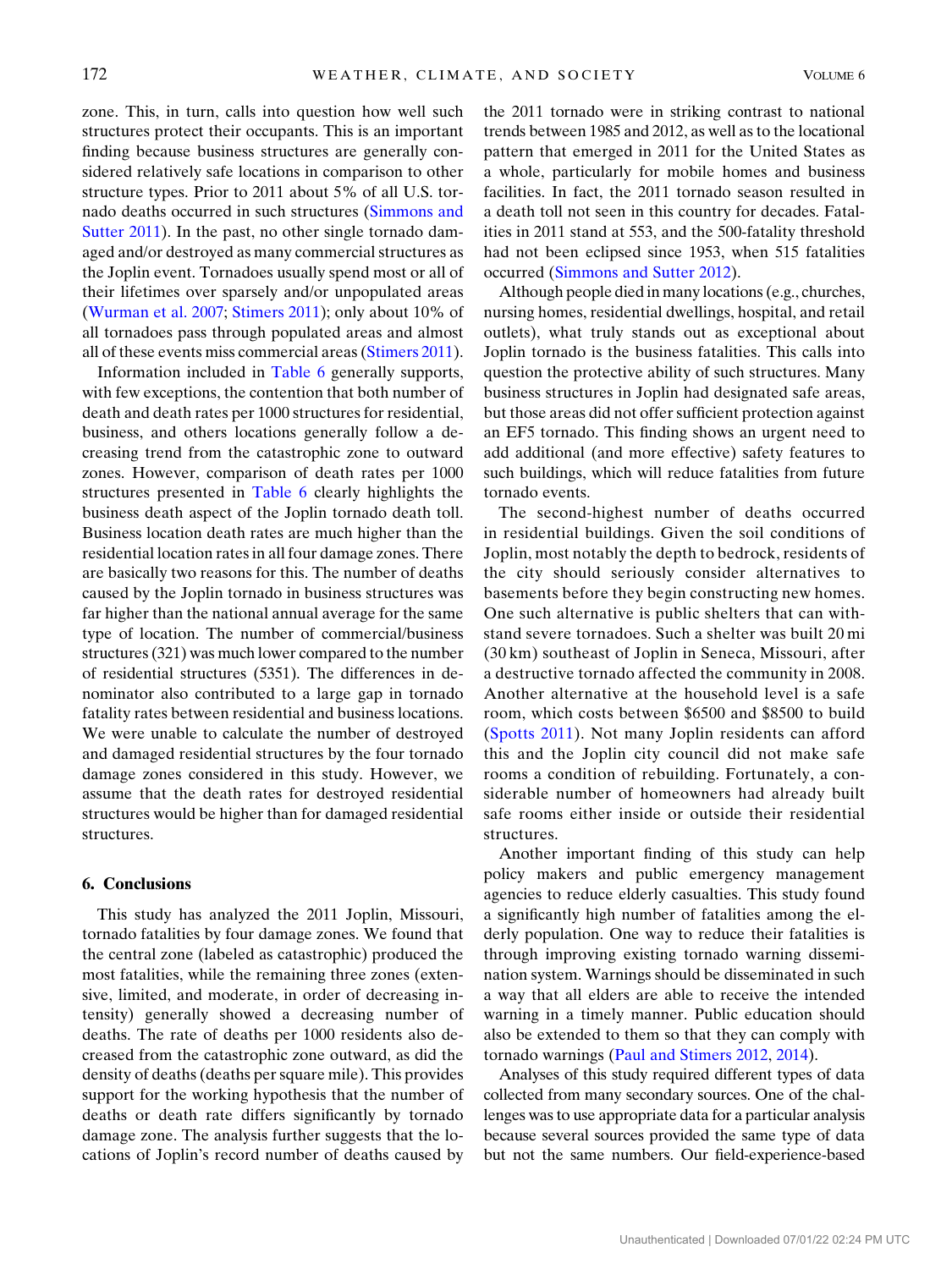zone. This, in turn, calls into question how well such structures protect their occupants. This is an important finding because business structures are generally considered relatively safe locations in comparison to other structure types. Prior to 2011 about 5% of all U.S. tornado deaths occurred in such structures (Simmons and Sutter 2011). In the past, no other single tornado damaged and/or destroyed as many commercial structures as the Joplin event. Tornadoes usually spend most or all of their lifetimes over sparsely and/or unpopulated areas (Wurman et al. 2007; Stimers 2011); only about 10% of all tornadoes pass through populated areas and almost all of these events miss commercial areas (Stimers 2011).

Information included in Table 6 generally supports, with few exceptions, the contention that both number of death and death rates per 1000 structures for residential, business, and others locations generally follow a decreasing trend from the catastrophic zone to outward zones. However, comparison of death rates per 1000 structures presented in Table 6 clearly highlights the business death aspect of the Joplin tornado death toll. Business location death rates are much higher than the residential location rates in all four damage zones. There are basically two reasons for this. The number of deaths caused by the Joplin tornado in business structures was far higher than the national annual average for the same type of location. The number of commercial/business structures (321) was much lower compared to the number of residential structures (5351). The differences in denominator also contributed to a large gap in tornado fatality rates between residential and business locations. We were unable to calculate the number of destroyed and damaged residential structures by the four tornado damage zones considered in this study. However, we assume that the death rates for destroyed residential structures would be higher than for damaged residential structures.

## 6. Conclusions

This study has analyzed the 2011 Joplin, Missouri, tornado fatalities by four damage zones. We found that the central zone (labeled as catastrophic) produced the most fatalities, while the remaining three zones (extensive, limited, and moderate, in order of decreasing intensity) generally showed a decreasing number of deaths. The rate of deaths per 1000 residents also decreased from the catastrophic zone outward, as did the density of deaths (deaths per square mile). This provides support for the working hypothesis that the number of deaths or death rate differs significantly by tornado damage zone. The analysis further suggests that the locations of Joplin's record number of deaths caused by the 2011 tornado were in striking contrast to national trends between 1985 and 2012, as well as to the locational pattern that emerged in 2011 for the United States as a whole, particularly for mobile homes and business facilities. In fact, the 2011 tornado season resulted in a death toll not seen in this country for decades. Fatalities in 2011 stand at 553, and the 500-fatality threshold had not been eclipsed since 1953, when 515 fatalities occurred (Simmons and Sutter 2012).

Although people died in many locations (e.g., churches, nursing homes, residential dwellings, hospital, and retail outlets), what truly stands out as exceptional about Joplin tornado is the business fatalities. This calls into question the protective ability of such structures. Many business structures in Joplin had designated safe areas, but those areas did not offer sufficient protection against an EF5 tornado. This finding shows an urgent need to add additional (and more effective) safety features to such buildings, which will reduce fatalities from future tornado events.

The second-highest number of deaths occurred in residential buildings. Given the soil conditions of Joplin, most notably the depth to bedrock, residents of the city should seriously consider alternatives to basements before they begin constructing new homes. One such alternative is public shelters that can withstand severe tornadoes. Such a shelter was built 20 mi (30 km) southeast of Joplin in Seneca, Missouri, after a destructive tornado affected the community in 2008. Another alternative at the household level is a safe room, which costs between $6500 and $8500 to build (Spotts 2011). Not many Joplin residents can afford this and the Joplin city council did not make safe rooms a condition of rebuilding. Fortunately, a considerable number of homeowners had already built safe rooms either inside or outside their residential structures.

Another important finding of this study can help policy makers and public emergency management agencies to reduce elderly casualties. This study found a significantly high number of fatalities among the elderly population. One way to reduce their fatalities is through improving existing tornado warning dissemination system. Warnings should be disseminated in such a way that all elders are able to receive the intended warning in a timely manner. Public education should also be extended to them so that they can comply with tornado warnings (Paul and Stimers 2012, 2014).

Analyses of this study required different types of data collected from many secondary sources. One of the challenges was to use appropriate data for a particular analysis because several sources provided the same type of data but not the same numbers. Our field-experience-based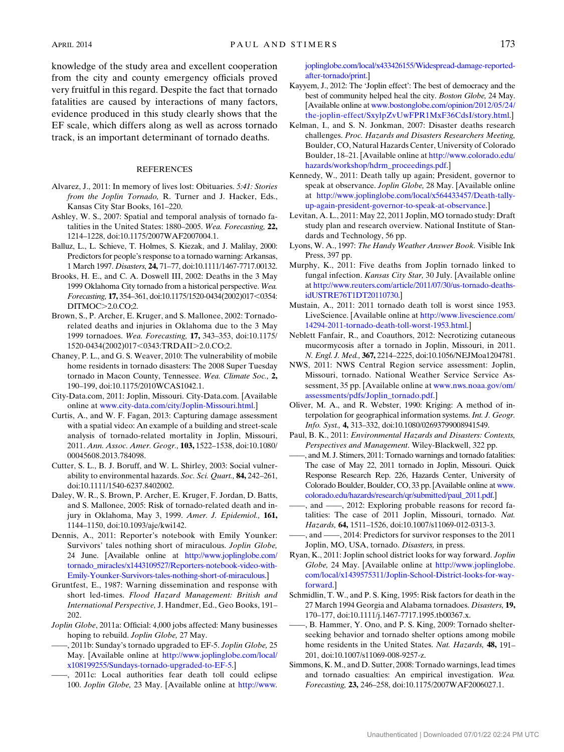knowledge of the study area and excellent cooperation from the city and county emergency officials proved very fruitful in this regard. Despite the fact that tornado fatalities are caused by interactions of many factors, evidence produced in this study clearly shows that the EF scale, which differs along as well as across tornado track, is an important determinant of tornado deaths.

## REFERENCES

Alvarez, J., 2011: In memory of lives lost: Obituaries. *5:41: Stories from the Joplin Tornado,* R. Turner and J. Hacker, Eds., Kansas City Star Books, 161–220.

Ashley, W. S., 2007: Spatial and temporal analysis of tornado fatalities in the United States: 1880–2005. *Wea. Forecasting,* **22,** 1214–1228, doi:10.1175/2007WAF2007004.1.

Balluz, L., L. Schieve, T. Holmes, S. Kiezak, and J. Malilay, 2000: Predictors for people's response to a tornado warning: Arkansas, 1 March 1997. *Disasters,* **24,** 71–77, doi:10.1111/1467-7717.00132.

Brooks, H. E., and C. A. Doswell III, 2002: Deaths in the 3 May 1999 Oklahoma City tornado from a historical perspective. *Wea. Forecasting,* **17,** 354–361, doi:10.1175/1520-0434(2002)017<0354:DITMOC>2.0.CO;2.

Brown, S., P. Archer, E. Kruger, and S. Mallonee, 2002: Tornado-related deaths and injuries in Oklahoma due to the 3 May 1999 tornadoes. *Wea. Forecasting,* **17,** 343–353, doi:10.1175/1520-0434(2002)017<0343:TRDAII>2.0.CO;2.

Chaney, P. L., and G. S. Weaver, 2010: The vulnerability of mobile home residents in tornado disasters: The 2008 Super Tuesday tornado in Macon County, Tennessee. *Wea. Climate Soc.,* **2,** 190–199, doi:10.1175/2010WCAS1042.1.

City-Data.com, 2011: Joplin, Missouri. City-Data.com. [Available online at www.city-data.com/city/Joplin-Missouri.html.]

Curtis, A., and W. F. Fagan, 2013: Capturing damage assessment with a spatial video: An example of a building and street-scale analysis of tornado-related mortality in Joplin, Missouri, 2011. *Ann. Assoc. Amer. Geogr.,* **103,** 1522–1538, doi:10.1080/00045608.2013.784098.

Cutter, S. L., B. J. Boruff, and W. L. Shirley, 2003: Social vulnerability to environmental hazards. *Soc. Sci. Quart.,* **84,** 242–261, doi:10.1111/1540-6237.8402002.

Daley, W. R., S. Brown, P. Archer, E. Kruger, F. Jordan, D. Batts, and S. Mallonee, 2005: Risk of tornado-related death and injury in Oklahoma, May 3, 1999. *Amer. J. Epidemiol.,* **161,** 1144–1150, doi:10.1093/aje/kwi142.

Dennis, A., 2011: Reporter's notebook with Emily Younker: Survivors' tales nothing short of miraculous. *Joplin Globe,* 24 June. [Available online at http://www.joplinglobe.com/tornado_miracles/x1443109527/Reporters-notebook-video-with-Emily-Younker-Survivors-tales-nothing-short-of-miraculous.]

Gruntfest, E., 1987: Warning dissemination and response with short led-times. *Flood Hazard Management: British and International Perspective,* J. Handmer, Ed., Geo Books, 191–202.

*Joplin Globe*, 2011a: Official: 4,000 jobs affected: Many businesses hoping to rebuild. *Joplin Globe,* 27 May.

——, 2011b: Sunday's tornado upgraded to EF-5. *Joplin Globe,* 25 May. [Available online at http://www.joplinglobe.com/local/x108199255/Sundays-tornado-upgraded-to-EF-5.]

——, 2011c: Local authorities fear death toll could eclipse 100. *Joplin Globe,* 23 May. [Available online at http://www.joplinglobe.com/local/x433426155/Widespread-damage-reported-after-tornado/print.]

Kayyem, J., 2012: The 'Joplin effect': The best of democracy and the best of community helped heal the city. *Boston Globe,* 24 May. [Available online at www.bostonglobe.com/opinion/2012/05/24/the-joplin-effect/SxylpZvUwFPR1MxF36CdsI/story.html.]

Kelman, I., and S. N. Jonkman, 2007: Disaster deaths research challenges. *Proc. Hazards and Disasters Researchers Meeting,* Boulder, CO, Natural Hazards Center, University of Colorado Boulder, 18–21. [Available online at http://www.colorado.edu/hazards/workshop/hdrm_proceedings.pdf.]

Kennedy, W., 2011: Death tally up again; President, governor to speak at observance. *Joplin Globe,* 28 May. [Available online at http://www.joplinglobe.com/local/x564433457/Death-tally-up-again-president-governor-to-speak-at-observance.]

Levitan, A. L., 2011: May 22, 2011 Joplin, MO tornado study: Draft study plan and research overview. National Institute of Standards and Technology, 56 pp.

Lyons, W. A., 1997: *The Handy Weather Answer Book.* Visible Ink Press, 397 pp.

Murphy, K., 2011: Five deaths from Joplin tornado linked to fungal infection. *Kansas City Star,* 30 July. [Available online at http://www.reuters.com/article/2011/07/30/us-tornado-deaths-idUSTRE76T1DT20110730.]

Mustain, A., 2011: 2011 tornado death toll is worst since 1953. LiveScience. [Available online at http://www.livescience.com/14294-2011-tornado-death-toll-worst-1953.html.]

Neblett Fanfair, R., and Coauthors, 2012: Necrotizing cutaneous mucormycosis after a tornado in Joplin, Missouri, in 2011. *N. Engl. J. Med.,* **367,** 2214–2225, doi:10.1056/NEJMoa1204781.

NWS, 2011: NWS Central Region service assessment: Joplin, Missouri, tornado. National Weather Service Service Assessment, 35 pp. [Available online at www.nws.noaa.gov/om/assessments/pdfs/Joplin_tornado.pdf.]

Oliver, M. A., and R. Webster, 1990: Kriging: A method of interpolation for geographical information systems. *Int. J. Geogr. Info. Syst.,* **4,** 313–332, doi:10.1080/02693799008941549.

Paul, B. K., 2011: *Environmental Hazards and Disasters: Contexts, Perspectives and Management*. Wiley-Blackwell, 322 pp.

——, and M. J. Stimers, 2011: Tornado warnings and tornado fatalities: The case of May 22, 2011 tornado in Joplin, Missouri. Quick Response Research Rep. 226, Hazards Center, University of Colorado Boulder, Boulder, CO, 33 pp. [Available online at www.colorado.edu/hazards/research/qr/submitted/paul_2011.pdf.]

——, and ——, 2012: Exploring probable reasons for record fatalities: The case of 2011 Joplin, Missouri, tornado. *Nat. Hazards,* **64,** 1511–1526, doi:10.1007/s11069-012-0313-3.

——, and ——, 2014: Predictors for survivor responses to the 2011 Joplin, MO, USA, tornado. *Disasters,* in press.

Ryan, K., 2011: Joplin school district looks for way forward. *Joplin Globe,* 24 May. [Available online at http://www.joplinglobe.com/local/x1439575311/Joplin-School-District-looks-for-way-forward.]

Schmidlin, T. W., and P. S. King, 1995: Risk factors for death in the 27 March 1994 Georgia and Alabama tornadoes. *Disasters,* **19,** 170–177, doi:10.1111/j.1467-7717.1995.tb00367.x.

——, B. Hammer, Y. Ono, and P. S. King, 2009: Tornado shelter-seeking behavior and tornado shelter options among mobile home residents in the United States. *Nat. Hazards,* **48,** 191–201, doi:10.1007/s11069-008-9257-z.

Simmons, K. M., and D. Sutter, 2008: Tornado warnings, lead times and tornado casualties: An empirical investigation. *Wea. Forecasting,* **23,** 246–258, doi:10.1175/2007WAF2006027.1.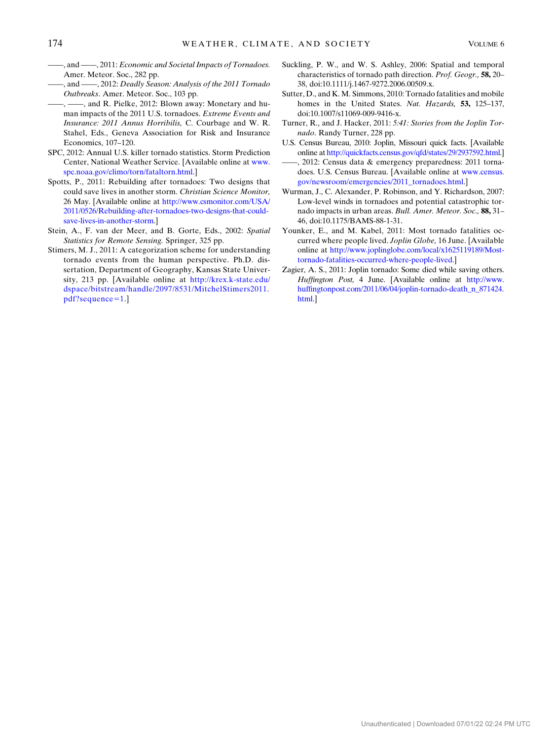——, and ——, 2011: *Economic and Societal Impacts of Tornadoes.* Amer. Meteor. Soc., 282 pp.

——, and ——, 2012: *Deadly Season: Analysis of the 2011 Tornado Outbreaks*. Amer. Meteor. Soc., 103 pp.

——, ——, and R. Pielke, 2012: Blown away: Monetary and human impacts of the 2011 U.S. tornadoes. *Extreme Events and Insurance: 2011 Annus Horribilis,* C. Courbage and W. R. Stahel, Eds., Geneva Association for Risk and Insurance Economics, 107–120.

SPC, 2012: Annual U.S. killer tornado statistics. Storm Prediction Center, National Weather Service. [Available online at www.spc.noaa.gov/climo/torn/fataltorn.html.]

Spotts, P., 2011: Rebuilding after tornadoes: Two designs that could save lives in another storm. *Christian Science Monitor,* 26 May. [Available online at http://www.csmonitor.com/USA/2011/0526/Rebuilding-after-tornadoes-two-designs-that-could-save-lives-in-another-storm.]

Stein, A., F. van der Meer, and B. Gorte, Eds., 2002: *Spatial Statistics for Remote Sensing.* Springer, 325 pp.

Stimers, M. J., 2011: A categorization scheme for understanding tornado events from the human perspective. Ph.D. dissertation, Department of Geography, Kansas State University, 213 pp. [Available online at http://krex.k-state.edu/dspace/bitstream/handle/2097/8531/MitchelStimers2011.pdf?sequence=1.]

Suckling, P. W., and W. S. Ashley, 2006: Spatial and temporal characteristics of tornado path direction. *Prof. Geogr.,* **58,** 20–38, doi:10.1111/j.1467-9272.2006.00509.x.

Sutter, D., and K. M. Simmons, 2010: Tornado fatalities and mobile homes in the United States. *Nat. Hazards,* **53,** 125–137, doi:10.1007/s11069-009-9416-x.

Turner, R., and J. Hacker, 2011: *5:41: Stories from the Joplin Tornado*. Randy Turner, 228 pp.

U.S. Census Bureau, 2010: Joplin, Missouri quick facts. [Available online at http://quickfacts.census.gov/qfd/states/29/2937592.html.]

——, 2012: Census data & emergency preparedness: 2011 tornadoes. U.S. Census Bureau. [Available online at www.census.gov/newsroom/emergencies/2011_tornadoes.html.]

Wurman, J., C. Alexander, P. Robinson, and Y. Richardson, 2007: Low-level winds in tornadoes and potential catastrophic tornado impacts in urban areas. *Bull. Amer. Meteor. Soc.,* **88,** 31–46, doi:10.1175/BAMS-88-1-31.

Younker, E., and M. Kabel, 2011: Most tornado fatalities occurred where people lived. *Joplin Globe,* 16 June. [Available online at http://www.joplinglobe.com/local/x1625119189/Most-tornado-fatalities-occurred-where-people-lived.]

Zagier, A. S., 2011: Joplin tornado: Some died while saving others. *Huffington Post,* 4 June. [Available online at http://www.huffingtonpost.com/2011/06/04/joplin-tornado-death_n_871424.html.]